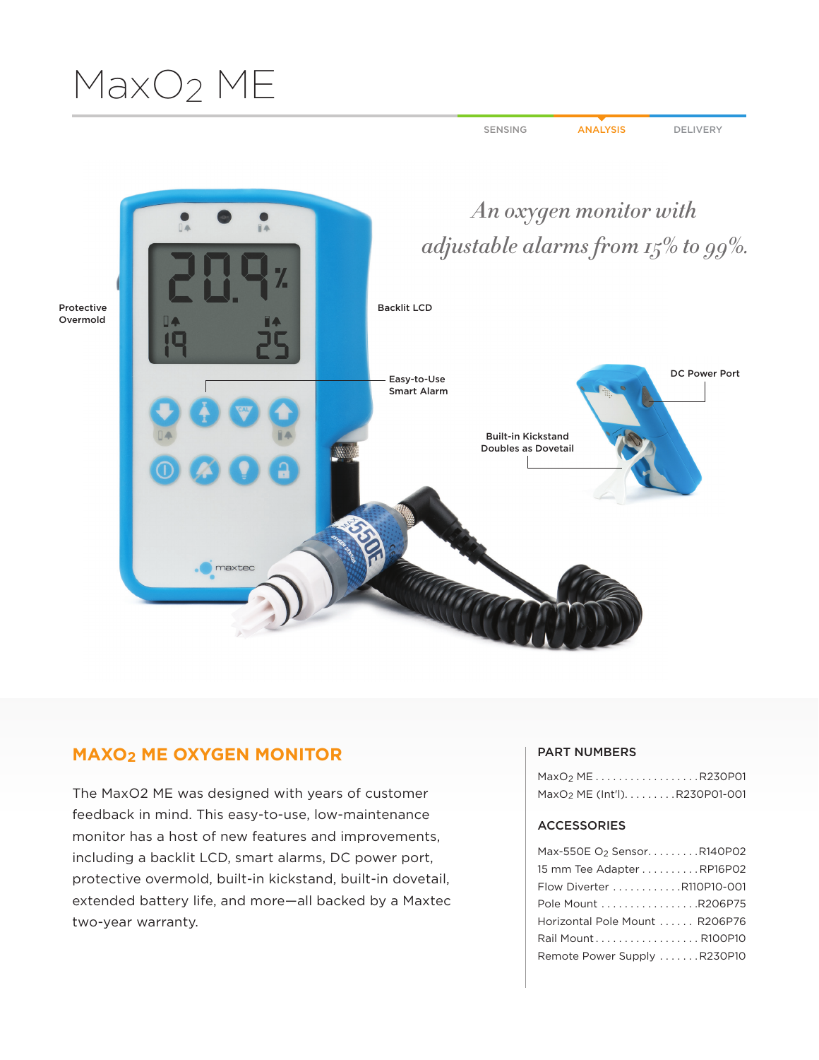# $MaxO_2$ ME

SENSING | ANALYSIS | DELIVERY

*An oxygen monitor with adjustable alarms from 15% to 99%.*

Protective Overmold

Backlit LCD

Easy-to-Use Smart Alarm

DC Power Port

Built-in Kickstand Doubles as Dovetail

## $MAXO_2$ ME OXYGEN MONITOR

The MaxO2 ME was designed with years of customer feedback in mind. This easy-to-use, low-maintenance monitor has a host of new features and improvements, including a backlit LCD, smart alarms, DC power port, protective overmold, built-in kickstand, built-in dovetail, extended battery life, and more—all backed by a Maxtec two-year warranty.

### PART NUMBERS

| Item | Part Number |
| --- | --- |
| $MaxO_2$ ME | R230P01 |
| $MaxO_2$ ME (Int'l) | R230P01-001 |

### ACCESSORIES

| Item | Part Number |
| --- | --- |
| Max-550E $O_2$ Sensor | R140P02 |
| 15 mm Tee Adapter | RP16P02 |
| Flow Diverter | R110P10-001 |
| Pole Mount | R206P75 |
| Horizontal Pole Mount | R206P76 |
| Rail Mount | R100P10 |
| Remote Power Supply | R230P10 |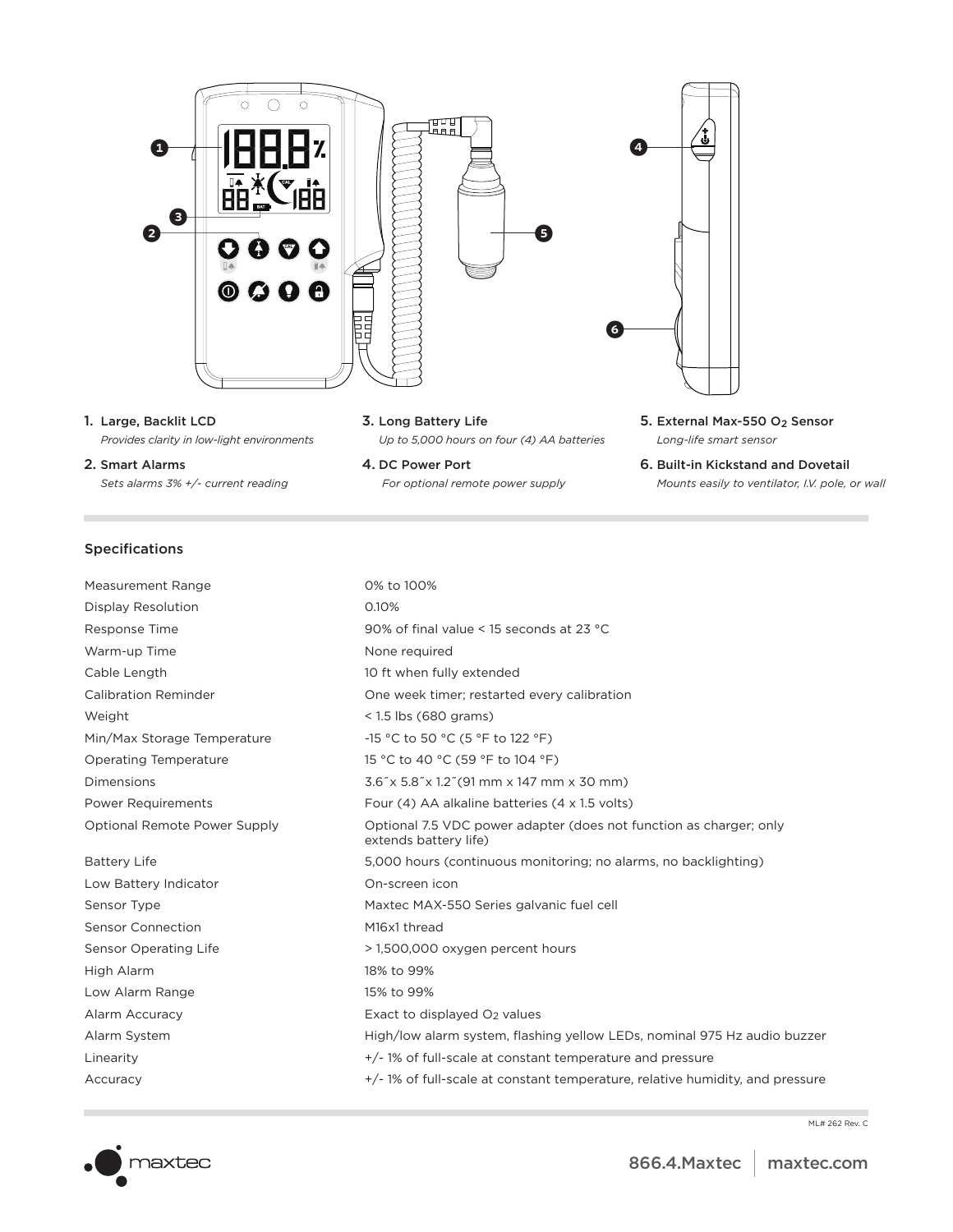1. **Large, Backlit LCD**
   *Provides clarity in low-light environments*
2. **Smart Alarms**
   *Sets alarms 3% +/- current reading*
3. **Long Battery Life**
   *Up to 5,000 hours on four (4) AA batteries*
4. **DC Power Port**
   *For optional remote power supply*
5. **External Max-550 $O_2$ Sensor**
   *Long-life smart sensor*
6. **Built-in Kickstand and Dovetail**
   *Mounts easily to ventilator, I.V. pole, or wall*

## Specifications

| | |
|---|---|
| Measurement Range | 0% to 100% |
| Display Resolution | 0.10% |
| Response Time | 90% of final value < 15 seconds at 23 °C |
| Warm-up Time | None required |
| Cable Length | 10 ft when fully extended |
| Calibration Reminder | One week timer; restarted every calibration |
| Weight | < 1.5 lbs (680 grams) |
| Min/Max Storage Temperature | -15 °C to 50 °C (5 °F to 122 °F) |
| Operating Temperature | 15 °C to 40 °C (59 °F to 104 °F) |
| Dimensions | 3.6˝x 5.8˝x 1.2˝(91 mm x 147 mm x 30 mm) |
| Power Requirements | Four (4) AA alkaline batteries (4 x 1.5 volts) |
| Optional Remote Power Supply | Optional 7.5 VDC power adapter (does not function as charger; only extends battery life) |
| Battery Life | 5,000 hours (continuous monitoring; no alarms, no backlighting) |
| Low Battery Indicator | On-screen icon |
| Sensor Type | Maxtec MAX-550 Series galvanic fuel cell |
| Sensor Connection | M16x1 thread |
| Sensor Operating Life | > 1,500,000 oxygen percent hours |
| High Alarm | 18% to 99% |
| Low Alarm Range | 15% to 99% |
| Alarm Accuracy | Exact to displayed $O_2$ values |
| Alarm System | High/low alarm system, flashing yellow LEDs, nominal 975 Hz audio buzzer |
| Linearity | +/- 1% of full-scale at constant temperature and pressure |
| Accuracy | +/- 1% of full-scale at constant temperature, relative humidity, and pressure |

ML# 262 Rev. C

maxtec

866.4.Maxtec | maxtec.com